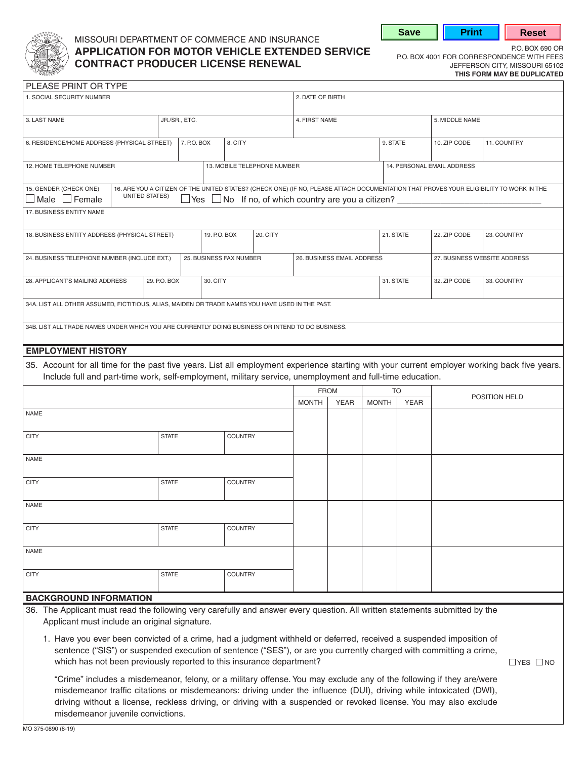MISSOURI DEPARTMENT OF COMMERCE AND INSURANCE

# APPLICATION FOR MOTOR VEHICLE EXTENDED SERVICE CONTRACT PRODUCER LICENSE RENEWAL

P.O. BOX 690 OR
P.O. BOX 4001 FOR CORRESPONDENCE WITH FEES
JEFFERSON CITY, MISSOURI 65102
**THIS FORM MAY BE DUPLICATED**

PLEASE PRINT OR TYPE

| 1. SOCIAL SECURITY NUMBER | | 2. DATE OF BIRTH | |
|---|---|---|---|
| 3. LAST NAME | JR./SR., ETC. | 4. FIRST NAME | 5. MIDDLE NAME |

| 6. RESIDENCE/HOME ADDRESS (PHYSICAL STREET) | 7. P.O. BOX | 8. CITY | 9. STATE | 10. ZIP CODE | 11. COUNTRY |
|---|---|---|---|---|---|

| 12. HOME TELEPHONE NUMBER | 13. MOBILE TELEPHONE NUMBER | 14. PERSONAL EMAIL ADDRESS |
|---|---|---|

15. GENDER (CHECK ONE) ☐ Male ☐ Female

16. ARE YOU A CITIZEN OF THE UNITED STATES? (CHECK ONE) (IF NO, PLEASE ATTACH DOCUMENTATION THAT PROVES YOUR ELIGIBILITY TO WORK IN THE UNITED STATES) ☐ Yes ☐ No If no, of which country are you a citizen? ______________________________

17. BUSINESS ENTITY NAME

| 18. BUSINESS ENTITY ADDRESS (PHYSICAL STREET) | 19. P.O. BOX | 20. CITY | 21. STATE | 22. ZIP CODE | 23. COUNTRY |
|---|---|---|---|---|---|

| 24. BUSINESS TELEPHONE NUMBER (INCLUDE EXT.) | 25. BUSINESS FAX NUMBER | 26. BUSINESS EMAIL ADDRESS | 27. BUSINESS WEBSITE ADDRESS |
|---|---|---|---|

| 28. APPLICANT'S MAILING ADDRESS | 29. P.O. BOX | 30. CITY | 31. STATE | 32. ZIP CODE | 33. COUNTRY |
|---|---|---|---|---|---|

34A. LIST ALL OTHER ASSUMED, FICTITIOUS, ALIAS, MAIDEN OR TRADE NAMES YOU HAVE USED IN THE PAST.

34B. LIST ALL TRADE NAMES UNDER WHICH YOU ARE CURRENTLY DOING BUSINESS OR INTEND TO DO BUSINESS.

## EMPLOYMENT HISTORY

35. Account for all time for the past five years. List all employment experience starting with your current employer working back five years. Include full and part-time work, self-employment, military service, unemployment and full-time education.

| | | | FROM | | TO | | POSITION HELD |
|---|---|---|---|---|---|---|---|
| | | | MONTH | YEAR | MONTH | YEAR | |
| NAME | | | | | | | |
| CITY | STATE | COUNTRY | | | | | |
| NAME | | | | | | | |
| CITY | STATE | COUNTRY | | | | | |
| NAME | | | | | | | |
| CITY | STATE | COUNTRY | | | | | |
| NAME | | | | | | | |
| CITY | STATE | COUNTRY | | | | | |

## BACKGROUND INFORMATION

36. The Applicant must read the following very carefully and answer every question. All written statements submitted by the Applicant must include an original signature.

1. Have you ever been convicted of a crime, had a judgment withheld or deferred, received a suspended imposition of sentence ("SIS") or suspended execution of sentence ("SES"), or are you currently charged with committing a crime, which has not been previously reported to this insurance department? ☐ YES ☐ NO

   "Crime" includes a misdemeanor, felony, or a military offense. You may exclude any of the following if they are/were misdemeanor traffic citations or misdemeanors: driving under the influence (DUI), driving while intoxicated (DWI), driving without a license, reckless driving, or driving with a suspended or revoked license. You may also exclude misdemeanor juvenile convictions.

MO 375-0890 (8-19)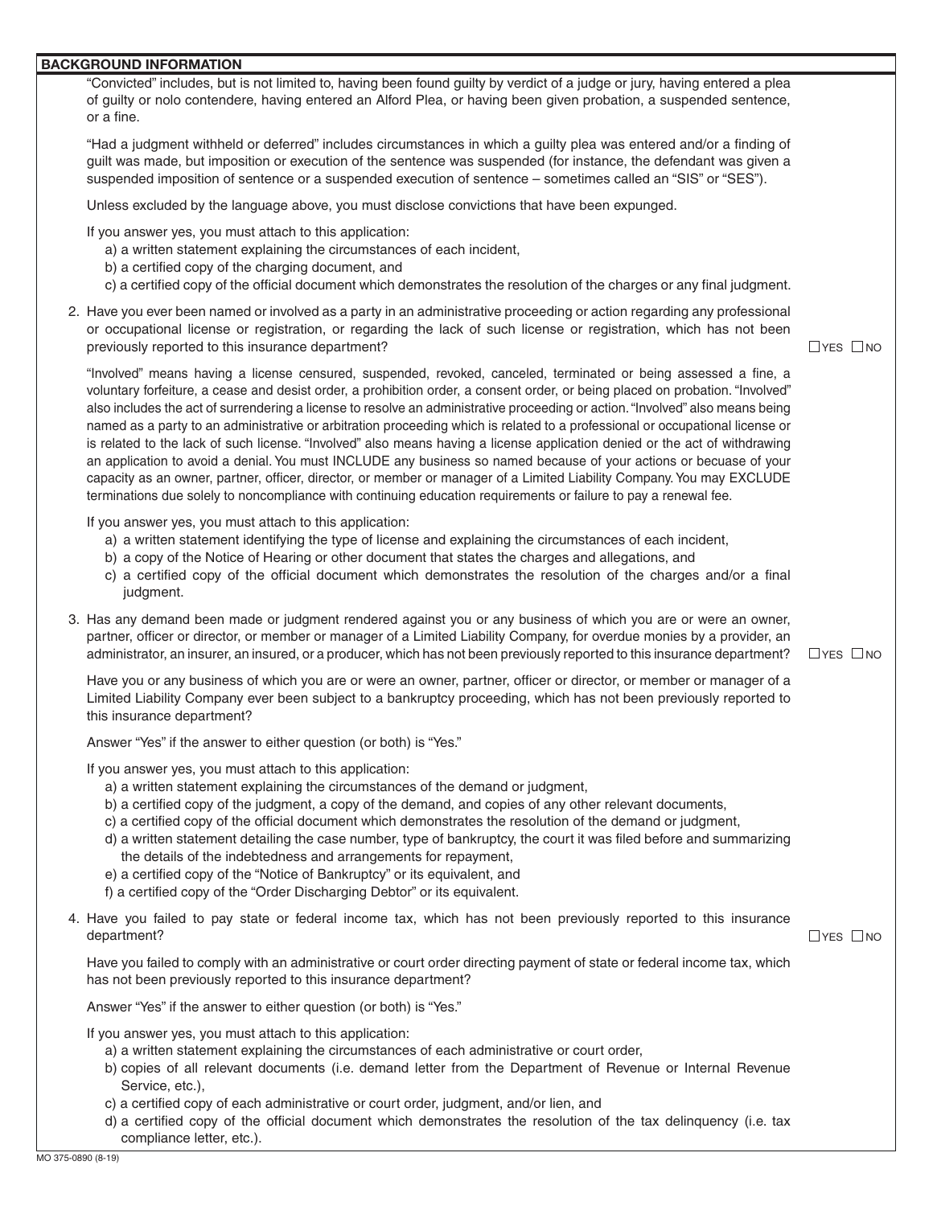## BACKGROUND INFORMATION

"Convicted" includes, but is not limited to, having been found guilty by verdict of a judge or jury, having entered a plea of guilty or nolo contendere, having entered an Alford Plea, or having been given probation, a suspended sentence, or a fine.

"Had a judgment withheld or deferred" includes circumstances in which a guilty plea was entered and/or a finding of guilt was made, but imposition or execution of the sentence was suspended (for instance, the defendant was given a suspended imposition of sentence or a suspended execution of sentence – sometimes called an "SIS" or "SES").

Unless excluded by the language above, you must disclose convictions that have been expunged.

If you answer yes, you must attach to this application:

a) a written statement explaining the circumstances of each incident,
b) a certified copy of the charging document, and
c) a certified copy of the official document which demonstrates the resolution of the charges or any final judgment.

2. Have you ever been named or involved as a party in an administrative proceeding or action regarding any professional or occupational license or registration, or regarding the lack of such license or registration, which has not been previously reported to this insurance department? ☐ YES ☐ NO

"Involved" means having a license censured, suspended, revoked, canceled, terminated or being assessed a fine, a voluntary forfeiture, a cease and desist order, a prohibition order, a consent order, or being placed on probation. "Involved" also includes the act of surrendering a license to resolve an administrative proceeding or action. "Involved" also means being named as a party to an administrative or arbitration proceeding which is related to a professional or occupational license or is related to the lack of such license. "Involved" also means having a license application denied or the act of withdrawing an application to avoid a denial. You must INCLUDE any business so named because of your actions or becuase of your capacity as an owner, partner, officer, director, or member or manager of a Limited Liability Company. You may EXCLUDE terminations due solely to noncompliance with continuing education requirements or failure to pay a renewal fee.

If you answer yes, you must attach to this application:

a) a written statement identifying the type of license and explaining the circumstances of each incident,
b) a copy of the Notice of Hearing or other document that states the charges and allegations, and
c) a certified copy of the official document which demonstrates the resolution of the charges and/or a final judgment.

3. Has any demand been made or judgment rendered against you or any business of which you are or were an owner, partner, officer or director, or member or manager of a Limited Liability Company, for overdue monies by a provider, an administrator, an insurer, an insured, or a producer, which has not been previously reported to this insurance department? ☐ YES ☐ NO

Have you or any business of which you are or were an owner, partner, officer or director, or member or manager of a Limited Liability Company ever been subject to a bankruptcy proceeding, which has not been previously reported to this insurance department?

Answer "Yes" if the answer to either question (or both) is "Yes."

If you answer yes, you must attach to this application:

a) a written statement explaining the circumstances of the demand or judgment,
b) a certified copy of the judgment, a copy of the demand, and copies of any other relevant documents,
c) a certified copy of the official document which demonstrates the resolution of the demand or judgment,
d) a written statement detailing the case number, type of bankruptcy, the court it was filed before and summarizing the details of the indebtedness and arrangements for repayment,
e) a certified copy of the "Notice of Bankruptcy" or its equivalent, and
f) a certified copy of the "Order Discharging Debtor" or its equivalent.

4. Have you failed to pay state or federal income tax, which has not been previously reported to this insurance department? ☐ YES ☐ NO

Have you failed to comply with an administrative or court order directing payment of state or federal income tax, which has not been previously reported to this insurance department?

Answer "Yes" if the answer to either question (or both) is "Yes."

If you answer yes, you must attach to this application:

a) a written statement explaining the circumstances of each administrative or court order,
b) copies of all relevant documents (i.e. demand letter from the Department of Revenue or Internal Revenue Service, etc.),
c) a certified copy of each administrative or court order, judgment, and/or lien, and
d) a certified copy of the official document which demonstrates the resolution of the tax delinquency (i.e. tax compliance letter, etc.).

MO 375-0890 (8-19)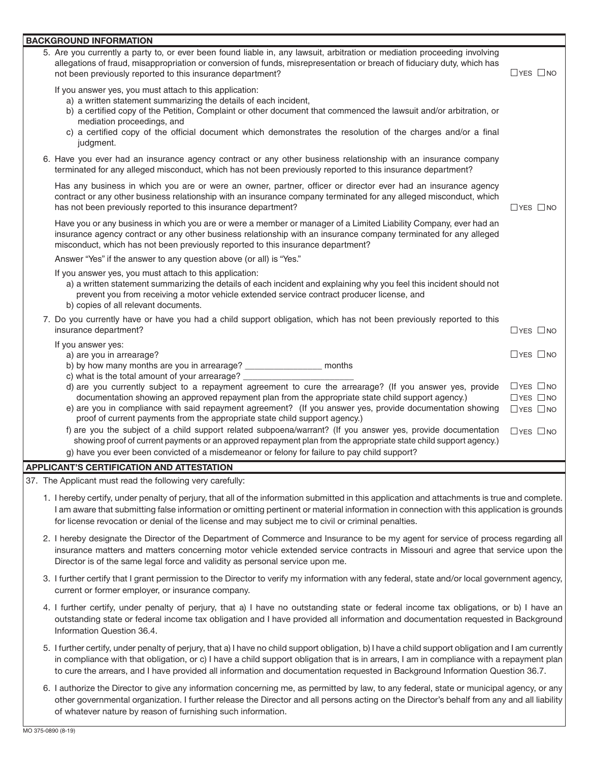## BACKGROUND INFORMATION

5. Are you currently a party to, or ever been found liable in, any lawsuit, arbitration or mediation proceeding involving allegations of fraud, misappropriation or conversion of funds, misrepresentation or breach of fiduciary duty, which has not been previously reported to this insurance department? ☐ YES ☐ NO

   If you answer yes, you must attach to this application:
   a) a written statement summarizing the details of each incident,
   b) a certified copy of the Petition, Complaint or other document that commenced the lawsuit and/or arbitration, or mediation proceedings, and
   c) a certified copy of the official document which demonstrates the resolution of the charges and/or a final judgment.

6. Have you ever had an insurance agency contract or any other business relationship with an insurance company terminated for any alleged misconduct, which has not been previously reported to this insurance department?

   Has any business in which you are or were an owner, partner, officer or director ever had an insurance agency contract or any other business relationship with an insurance company terminated for any alleged misconduct, which has not been previously reported to this insurance department? ☐ YES ☐ NO

   Have you or any business in which you are or were a member or manager of a Limited Liability Company, ever had an insurance agency contract or any other business relationship with an insurance company terminated for any alleged misconduct, which has not been previously reported to this insurance department?

   Answer "Yes" if the answer to any question above (or all) is "Yes."

   If you answer yes, you must attach to this application:
   a) a written statement summarizing the details of each incident and explaining why you feel this incident should not prevent you from receiving a motor vehicle extended service contract producer license, and
   b) copies of all relevant documents.

7. Do you currently have or have you had a child support obligation, which has not been previously reported to this insurance department? ☐ YES ☐ NO

   If you answer yes:
   a) are you in arrearage? ☐ YES ☐ NO
   b) by how many months are you in arrearage? ________________ months
   c) what is the total amount of your arrearage? ________________________
   d) are you currently subject to a repayment agreement to cure the arrearage? (If you answer yes, provide documentation showing an approved repayment plan from the appropriate state child support agency.) ☐ YES ☐ NO
   e) are you in compliance with said repayment agreement? (If you answer yes, provide documentation showing proof of current payments from the appropriate state child support agency.) ☐ YES ☐ NO
   f) are you the subject of a child support related subpoena/warrant? (If you answer yes, provide documentation showing proof of current payments or an approved repayment plan from the appropriate state child support agency.) ☐ YES ☐ NO
   g) have you ever been convicted of a misdemeanor or felony for failure to pay child support? ☐ YES ☐ NO

## APPLICANT'S CERTIFICATION AND ATTESTATION

37. The Applicant must read the following very carefully:

1. I hereby certify, under penalty of perjury, that all of the information submitted in this application and attachments is true and complete. I am aware that submitting false information or omitting pertinent or material information in connection with this application is grounds for license revocation or denial of the license and may subject me to civil or criminal penalties.

2. I hereby designate the Director of the Department of Commerce and Insurance to be my agent for service of process regarding all insurance matters and matters concerning motor vehicle extended service contracts in Missouri and agree that service upon the Director is of the same legal force and validity as personal service upon me.

3. I further certify that I grant permission to the Director to verify my information with any federal, state and/or local government agency, current or former employer, or insurance company.

4. I further certify, under penalty of perjury, that a) I have no outstanding state or federal income tax obligations, or b) I have an outstanding state or federal income tax obligation and I have provided all information and documentation requested in Background Information Question 36.4.

5. I further certify, under penalty of perjury, that a) I have no child support obligation, b) I have a child support obligation and I am currently in compliance with that obligation, or c) I have a child support obligation that is in arrears, I am in compliance with a repayment plan to cure the arrears, and I have provided all information and documentation requested in Background Information Question 36.7.

6. I authorize the Director to give any information concerning me, as permitted by law, to any federal, state or municipal agency, or any other governmental organization. I further release the Director and all persons acting on the Director's behalf from any and all liability of whatever nature by reason of furnishing such information.

MO 375-0890 (8-19)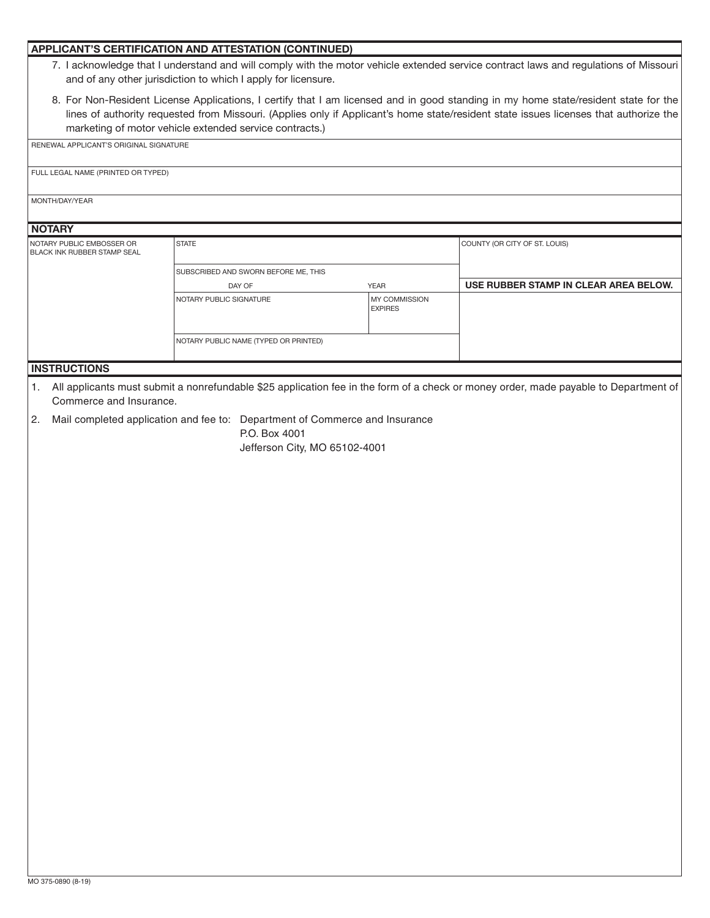## APPLICANT'S CERTIFICATION AND ATTESTATION (CONTINUED)

7. I acknowledge that I understand and will comply with the motor vehicle extended service contract laws and regulations of Missouri and of any other jurisdiction to which I apply for licensure.

8. For Non-Resident License Applications, I certify that I am licensed and in good standing in my home state/resident state for the lines of authority requested from Missouri. (Applies only if Applicant's home state/resident state issues licenses that authorize the marketing of motor vehicle extended service contracts.)

| |
|---|
| RENEWAL APPLICANT'S ORIGINAL SIGNATURE |
| FULL LEGAL NAME (PRINTED OR TYPED) |
| MONTH/DAY/YEAR |

## NOTARY

| | | | |
|---|---|---|---|
| NOTARY PUBLIC EMBOSSER OR BLACK INK RUBBER STAMP SEAL | STATE | | COUNTY (OR CITY OF ST. LOUIS) |
| | SUBSCRIBED AND SWORN BEFORE ME, THIS DAY OF | YEAR | **USE RUBBER STAMP IN CLEAR AREA BELOW.** |
| | NOTARY PUBLIC SIGNATURE | MY COMMISSION EXPIRES | |
| | NOTARY PUBLIC NAME (TYPED OR PRINTED) | | |

## INSTRUCTIONS

1. All applicants must submit a nonrefundable $25 application fee in the form of a check or money order, made payable to Department of Commerce and Insurance.
2. Mail completed application and fee to: Department of Commerce and Insurance
   P.O. Box 4001
   Jefferson City, MO 65102-4001

MO 375-0890 (8-19)